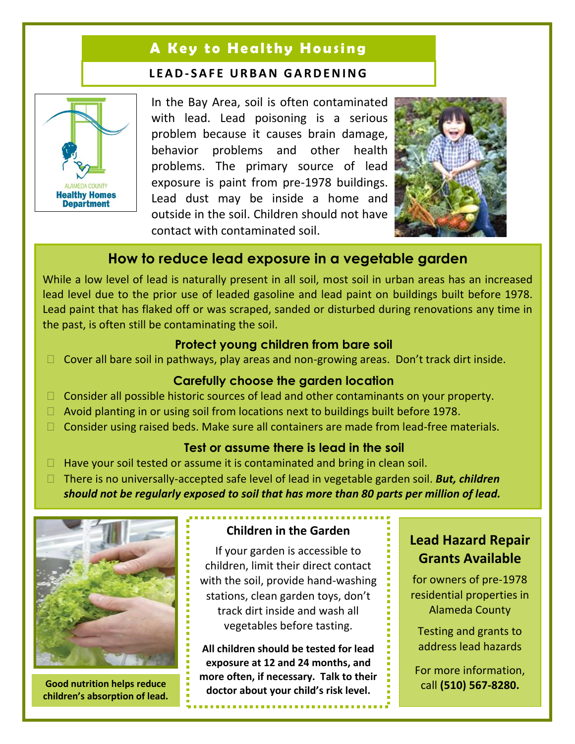# A Key to Healthy Housing

**LEAD-SAFE URBAN GARDENING**

ALAMEDA COUNTY
Healthy Homes Department

In the Bay Area, soil is often contaminated with lead. Lead poisoning is a serious problem because it causes brain damage, behavior problems and other health problems. The primary source of lead exposure is paint from pre-1978 buildings. Lead dust may be inside a home and outside in the soil. Children should not have contact with contaminated soil.

## How to reduce lead exposure in a vegetable garden

While a low level of lead is naturally present in all soil, most soil in urban areas has an increased lead level due to the prior use of leaded gasoline and lead paint on buildings built before 1978. Lead paint that has flaked off or was scraped, sanded or disturbed during renovations any time in the past, is often still be contaminating the soil.

### Protect young children from bare soil

- Cover all bare soil in pathways, play areas and non-growing areas. Don't track dirt inside.

### Carefully choose the garden location

- Consider all possible historic sources of lead and other contaminants on your property.
- Avoid planting in or using soil from locations next to buildings built before 1978.
- Consider using raised beds. Make sure all containers are made from lead-free materials.

### Test or assume there is lead in the soil

- Have your soil tested or assume it is contaminated and bring in clean soil.
- There is no universally-accepted safe level of lead in vegetable garden soil. ***But, children should not be regularly exposed to soil that has more than 80 parts per million of lead.***

**Good nutrition helps reduce children's absorption of lead.**

### Children in the Garden

If your garden is accessible to children, limit their direct contact with the soil, provide hand-washing stations, clean garden toys, don't track dirt inside and wash all vegetables before tasting.

**All children should be tested for lead exposure at 12 and 24 months, and more often, if necessary. Talk to their doctor about your child's risk level.**

### Lead Hazard Repair Grants Available

for owners of pre-1978 residential properties in Alameda County

Testing and grants to address lead hazards

For more information, call **(510) 567-8280.**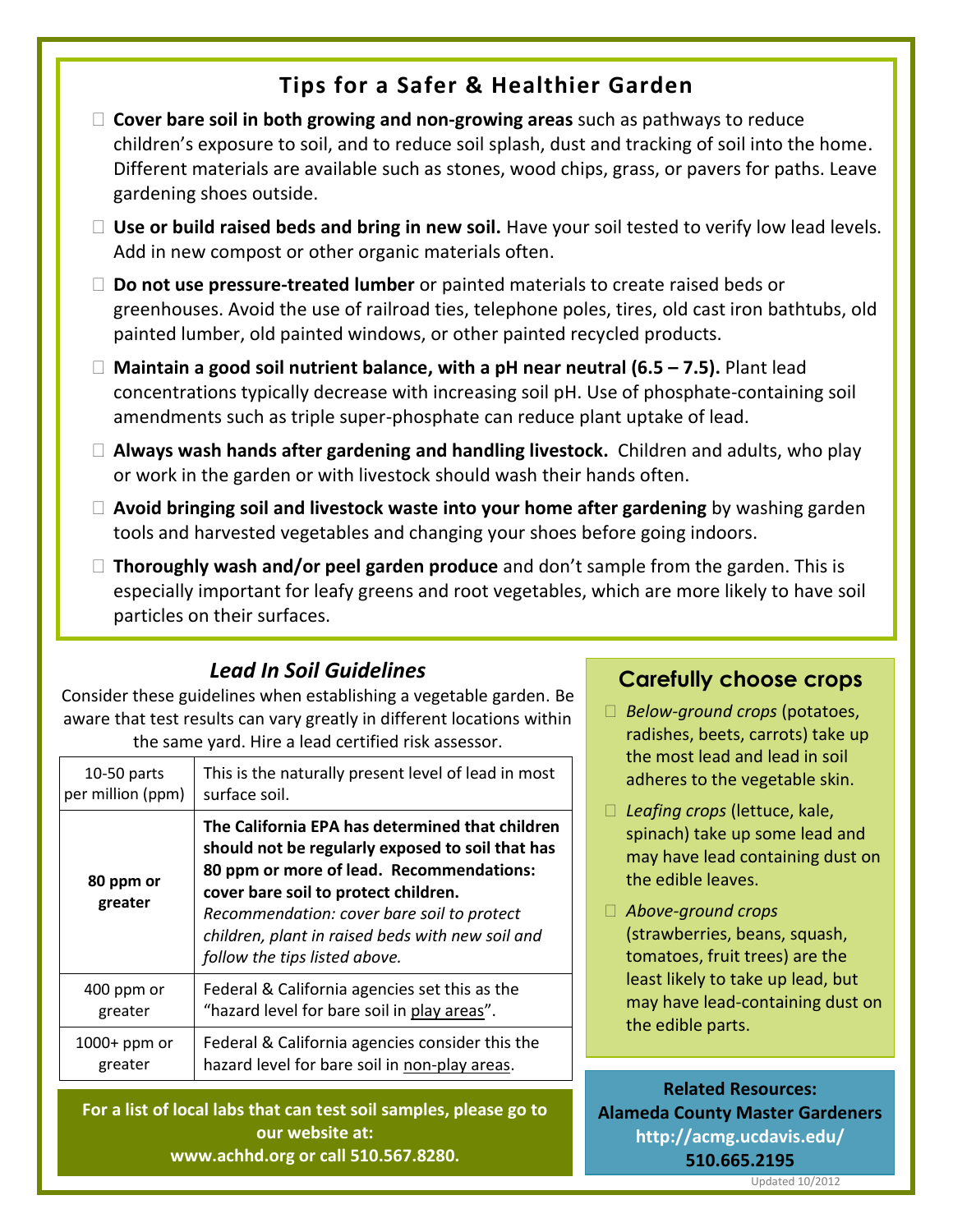## Tips for a Safer & Healthier Garden

- **Cover bare soil in both growing and non-growing areas** such as pathways to reduce children's exposure to soil, and to reduce soil splash, dust and tracking of soil into the home. Different materials are available such as stones, wood chips, grass, or pavers for paths. Leave gardening shoes outside.
- **Use or build raised beds and bring in new soil.** Have your soil tested to verify low lead levels. Add in new compost or other organic materials often.
- **Do not use pressure-treated lumber** or painted materials to create raised beds or greenhouses. Avoid the use of railroad ties, telephone poles, tires, old cast iron bathtubs, old painted lumber, old painted windows, or other painted recycled products.
- **Maintain a good soil nutrient balance, with a pH near neutral (6.5 – 7.5).** Plant lead concentrations typically decrease with increasing soil pH. Use of phosphate-containing soil amendments such as triple super-phosphate can reduce plant uptake of lead.
- **Always wash hands after gardening and handling livestock.** Children and adults, who play or work in the garden or with livestock should wash their hands often.
- **Avoid bringing soil and livestock waste into your home after gardening** by washing garden tools and harvested vegetables and changing your shoes before going indoors.
- **Thoroughly wash and/or peel garden produce** and don't sample from the garden. This is especially important for leafy greens and root vegetables, which are more likely to have soil particles on their surfaces.

### *Lead In Soil Guidelines*

Consider these guidelines when establishing a vegetable garden. Be aware that test results can vary greatly in different locations within the same yard. Hire a lead certified risk assessor.

| | |
|---|---|
| 10-50 parts per million (ppm) | This is the naturally present level of lead in most surface soil. |
| **80 ppm or greater** | **The California EPA has determined that children should not be regularly exposed to soil that has 80 ppm or more of lead. Recommendations: cover bare soil to protect children.** *Recommendation: cover bare soil to protect children, plant in raised beds with new soil and follow the tips listed above.* |
| 400 ppm or greater | Federal & California agencies set this as the "hazard level for bare soil in play areas". |
| 1000+ ppm or greater | Federal & California agencies consider this the hazard level for bare soil in non-play areas. |

**For a list of local labs that can test soil samples, please go to our website at: www.achhd.org or call 510.567.8280.**

### Carefully choose crops

- *Below-ground crops* (potatoes, radishes, beets, carrots) take up the most lead and lead in soil adheres to the vegetable skin.
- *Leafing crops* (lettuce, kale, spinach) take up some lead and may have lead containing dust on the edible leaves.
- *Above-ground crops* (strawberries, beans, squash, tomatoes, fruit trees) are the least likely to take up lead, but may have lead-containing dust on the edible parts.

**Related Resources:**
**Alameda County Master Gardeners**
**http://acmg.ucdavis.edu/**
**510.665.2195**

Updated 10/2012